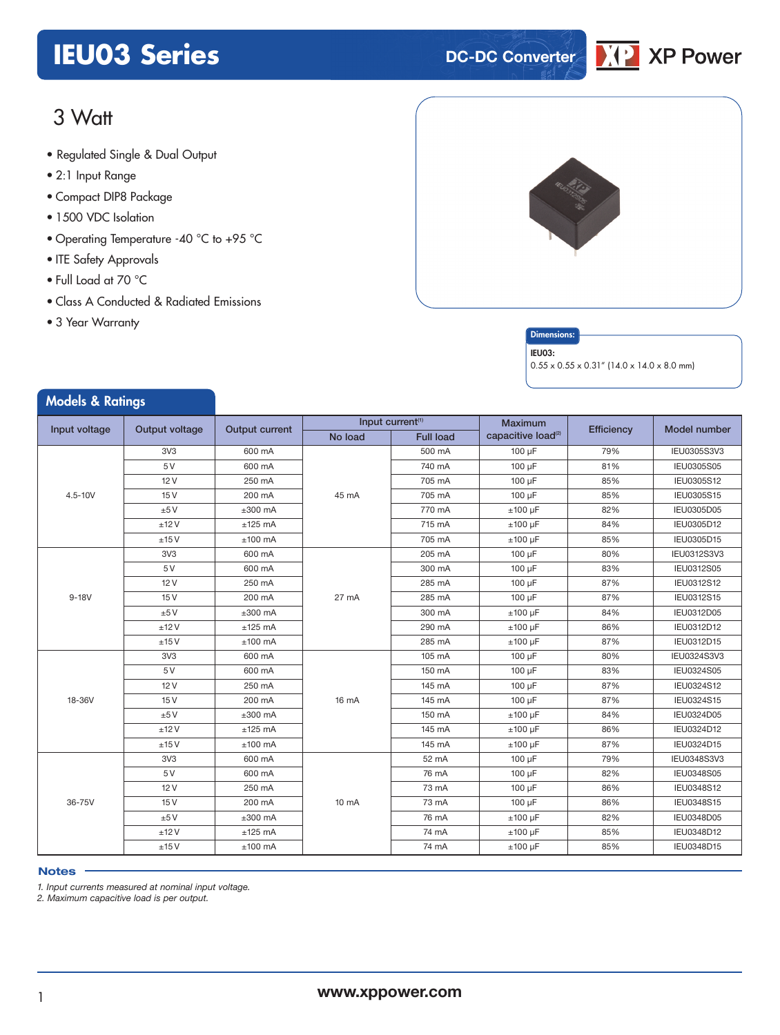# IEU03 Series

DC-DC Converter

XP Power

## 3 Watt

- Regulated Single & Dual Output
- 2:1 Input Range
- Compact DIP8 Package
- 1500 VDC Isolation
- Operating Temperature -40 °C to +95 °C
- ITE Safety Approvals
- Full Load at 70 °C
- Class A Conducted & Radiated Emissions
- 3 Year Warranty

**Dimensions:**

**IEU03:**
0.55 x 0.55 x 0.31″ (14.0 x 14.0 x 8.0 mm)

## Models & Ratings

| Input voltage | Output voltage | Output current | Input current[1] | | Maximum capacitive load[2] | Efficiency | Model number |
|---|---|---|---|---|---|---|---|
| | | | No load | Full load | | | |
| 4.5-10V | 3V3 | 600 mA | 45 mA | 500 mA | 100 µF | 79% | IEU0305S3V3 |
| | 5 V | 600 mA | | 740 mA | 100 µF | 81% | IEU0305S05 |
| | 12 V | 250 mA | | 705 mA | 100 µF | 85% | IEU0305S12 |
| | 15 V | 200 mA | | 705 mA | 100 µF | 85% | IEU0305S15 |
| | ±5 V | ±300 mA | | 770 mA | ±100 µF | 82% | IEU0305D05 |
| | ±12 V | ±125 mA | | 715 mA | ±100 µF | 84% | IEU0305D12 |
| | ±15 V | ±100 mA | | 705 mA | ±100 µF | 85% | IEU0305D15 |
| 9-18V | 3V3 | 600 mA | 27 mA | 205 mA | 100 µF | 80% | IEU0312S3V3 |
| | 5 V | 600 mA | | 300 mA | 100 µF | 83% | IEU0312S05 |
| | 12 V | 250 mA | | 285 mA | 100 µF | 87% | IEU0312S12 |
| | 15 V | 200 mA | | 285 mA | 100 µF | 87% | IEU0312S15 |
| | ±5 V | ±300 mA | | 300 mA | ±100 µF | 84% | IEU0312D05 |
| | ±12 V | ±125 mA | | 290 mA | ±100 µF | 86% | IEU0312D12 |
| | ±15 V | ±100 mA | | 285 mA | ±100 µF | 87% | IEU0312D15 |
| 18-36V | 3V3 | 600 mA | 16 mA | 105 mA | 100 µF | 80% | IEU0324S3V3 |
| | 5 V | 600 mA | | 150 mA | 100 µF | 83% | IEU0324S05 |
| | 12 V | 250 mA | | 145 mA | 100 µF | 87% | IEU0324S12 |
| | 15 V | 200 mA | | 145 mA | 100 µF | 87% | IEU0324S15 |
| | ±5 V | ±300 mA | | 150 mA | ±100 µF | 84% | IEU0324D05 |
| | ±12 V | ±125 mA | | 145 mA | ±100 µF | 86% | IEU0324D12 |
| | ±15 V | ±100 mA | | 145 mA | ±100 µF | 87% | IEU0324D15 |
| 36-75V | 3V3 | 600 mA | 10 mA | 52 mA | 100 µF | 79% | IEU0348S3V3 |
| | 5 V | 600 mA | | 76 mA | 100 µF | 82% | IEU0348S05 |
| | 12 V | 250 mA | | 73 mA | 100 µF | 86% | IEU0348S12 |
| | 15 V | 200 mA | | 73 mA | 100 µF | 86% | IEU0348S15 |
| | ±5 V | ±300 mA | | 76 mA | ±100 µF | 82% | IEU0348D05 |
| | ±12 V | ±125 mA | | 74 mA | ±100 µF | 85% | IEU0348D12 |
| | ±15 V | ±100 mA | | 74 mA | ±100 µF | 85% | IEU0348D15 |

**Notes**

*1. Input currents measured at nominal input voltage.*
*2. Maximum capacitive load is per output.*

www.xppower.com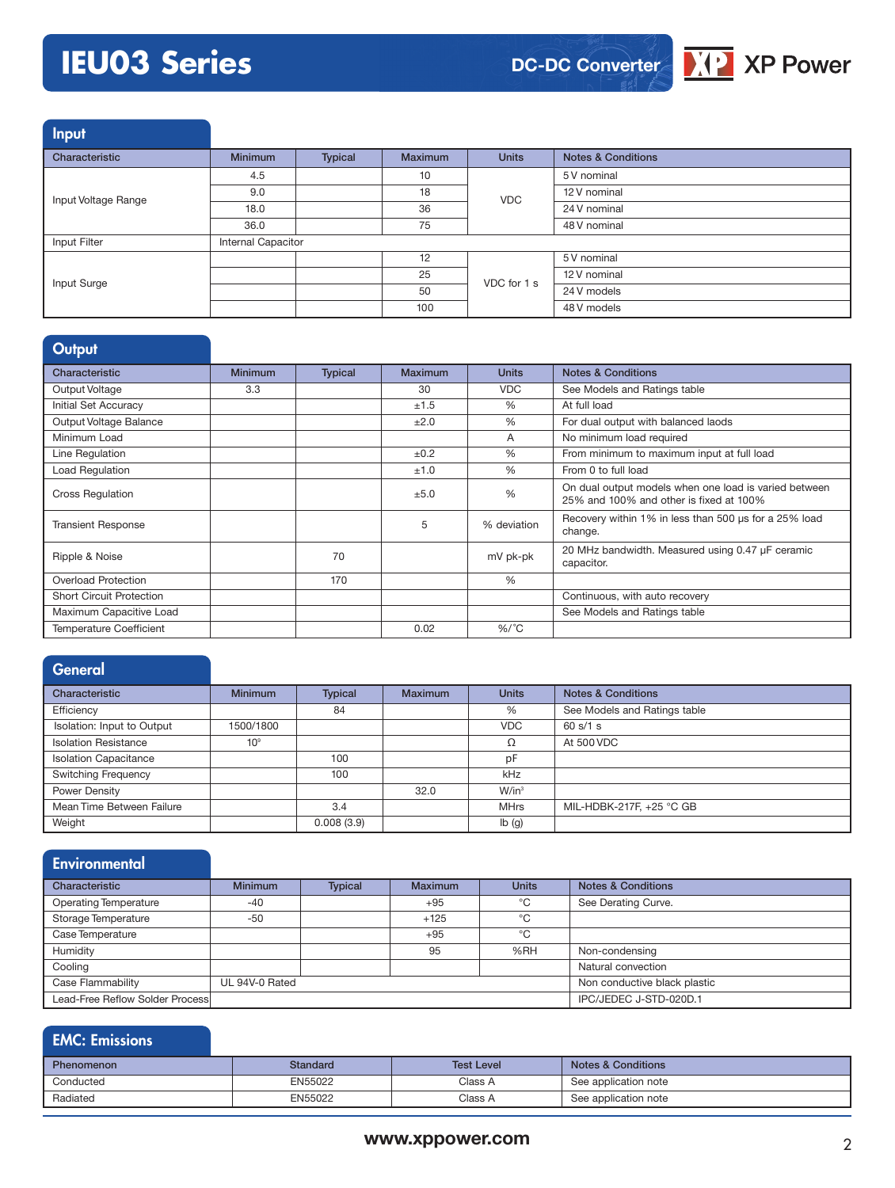## Input

| Characteristic | Minimum | Typical | Maximum | Units | Notes & Conditions |
|---|---|---|---|---|---|
| Input Voltage Range | 4.5 | | 10 | VDC | 5 V nominal |
| | 9.0 | | 18 | | 12 V nominal |
| | 18.0 | | 36 | | 24 V nominal |
| | 36.0 | | 75 | | 48 V nominal |
| Input Filter | Internal Capacitor | | | | |
| Input Surge | | | 12 | VDC for 1 s | 5 V nominal |
| | | | 25 | | 12 V nominal |
| | | | 50 | | 24 V models |
| | | | 100 | | 48 V models |

## Output

| Characteristic | Minimum | Typical | Maximum | Units | Notes & Conditions |
|---|---|---|---|---|---|
| Output Voltage | 3.3 | | 30 | VDC | See Models and Ratings table |
| Initial Set Accuracy | | | ±1.5 | % | At full load |
| Output Voltage Balance | | | ±2.0 | % | For dual output with balanced laods |
| Minimum Load | | | | A | No minimum load required |
| Line Regulation | | | ±0.2 | % | From minimum to maximum input at full load |
| Load Regulation | | | ±1.0 | % | From 0 to full load |
| Cross Regulation | | | ±5.0 | % | On dual output models when one load is varied between 25% and 100% and other is fixed at 100% |
| Transient Response | | | 5 | % deviation | Recovery within 1% in less than 500 µs for a 25% load change. |
| Ripple & Noise | | 70 | | mV pk-pk | 20 MHz bandwidth. Measured using 0.47 µF ceramic capacitor. |
| Overload Protection | | 170 | | % | |
| Short Circuit Protection | | | | | Continuous, with auto recovery |
| Maximum Capacitive Load | | | | | See Models and Ratings table |
| Temperature Coefficient | | | 0.02 | %/°C | |

## General

| Characteristic | Minimum | Typical | Maximum | Units | Notes & Conditions |
|---|---|---|---|---|---|
| Efficiency | | 84 | | % | See Models and Ratings table |
| Isolation: Input to Output | 1500/1800 | | | VDC | 60 s/1 s |
| Isolation Resistance | $10^9$ | | | Ω | At 500 VDC |
| Isolation Capacitance | | 100 | | pF | |
| Switching Frequency | | 100 | | kHz | |
| Power Density | | | 32.0 | W/in³ | |
| Mean Time Between Failure | | 3.4 | | MHrs | MIL-HDBK-217F, +25 °C GB |
| Weight | | 0.008 (3.9) | | lb (g) | |

## Environmental

| Characteristic | Minimum | Typical | Maximum | Units | Notes & Conditions |
|---|---|---|---|---|---|
| Operating Temperature | -40 | | +95 | °C | See Derating Curve. |
| Storage Temperature | -50 | | +125 | °C | |
| Case Temperature | | | +95 | °C | |
| Humidity | | | 95 | %RH | Non-condensing |
| Cooling | | | | | Natural convection |
| Case Flammability | UL 94V-0 Rated | | | | Non conductive black plastic |
| Lead-Free Reflow Solder Process | | | | | IPC/JEDEC J-STD-020D.1 |

## EMC: Emissions

| Phenomenon | Standard | Test Level | Notes & Conditions |
|---|---|---|---|
| Conducted | EN55022 | Class A | See application note |
| Radiated | EN55022 | Class A | See application note |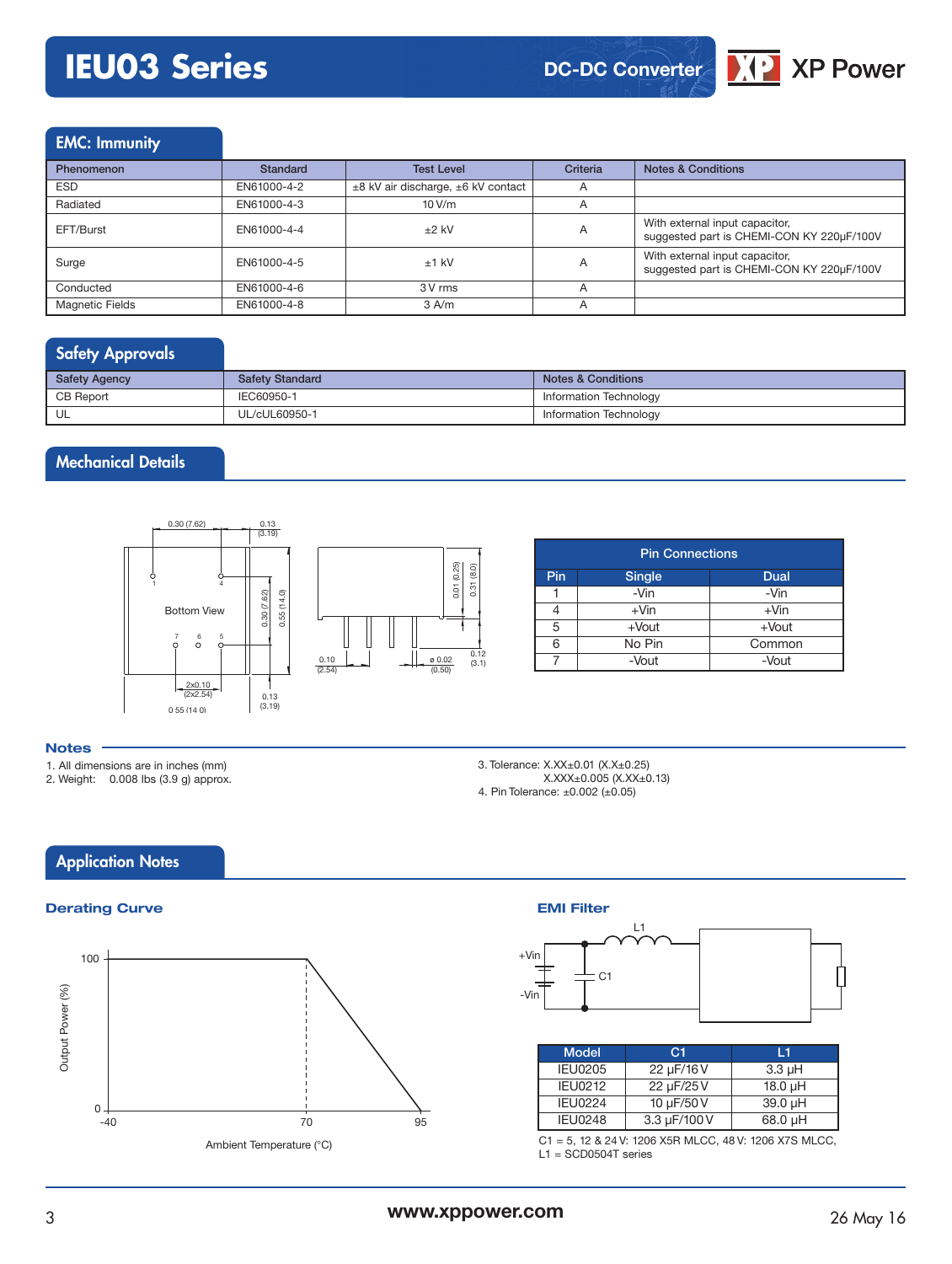# IEU03 Series

DC-DC Converter

## EMC: Immunity

| Phenomenon | Standard | Test Level | Criteria | Notes & Conditions |
|---|---|---|---|---|
| ESD | EN61000-4-2 | ±8 kV air discharge, ±6 kV contact | A | |
| Radiated | EN61000-4-3 | 10 V/m | A | |
| EFT/Burst | EN61000-4-4 | ±2 kV | A | With external input capacitor, suggested part is CHEMI-CON KY 220µF/100V |
| Surge | EN61000-4-5 | ±1 kV | A | With external input capacitor, suggested part is CHEMI-CON KY 220µF/100V |
| Conducted | EN61000-4-6 | 3 V rms | A | |
| Magnetic Fields | EN61000-4-8 | 3 A/m | A | |

## Safety Approvals

| Safety Agency | Safety Standard | Notes & Conditions |
|---|---|---|
| CB Report | IEC60950-1 | Information Technology |
| UL | UL/cUL60950-1 | Information Technology |

## Mechanical Details

0.30 (7.62)
0.13 (3.19)
1
4
Bottom View
7 6 5
0.30 (7.62)
0.55 (14.0)
2x0.10 (2x2.54)
0.55 (14.0)
0.13 (3.19)
0.01 (0.25)
0.31 (8.0)
0.10 (2.54)
ø 0.02 (0.50)
0.12 (3.1)

| Pin Connections | | |
|---|---|---|
| **Pin** | **Single** | **Dual** |
| 1 | -Vin | -Vin |
| 4 | +Vin | +Vin |
| 5 | +Vout | +Vout |
| 6 | No Pin | Common |
| 7 | -Vout | -Vout |

### Notes

1. All dimensions are in inches (mm)
2. Weight: 0.008 lbs (3.9 g) approx.
3. Tolerance: X.XX±0.01 (X.X±0.25)
   X.XXX±0.005 (X.XX±0.13)
4. Pin Tolerance: ±0.002 (±0.05)

## Application Notes

### Derating Curve

100
0
-40
70
95
Output Power (%)
Ambient Temperature (°C)

### EMI Filter

L1
+Vin
C1
-Vin

| Model | C1 | L1 |
|---|---|---|
| IEU0205 | 22 µF/16 V | 3.3 µH |
| IEU0212 | 22 µF/25 V | 18.0 µH |
| IEU0224 | 10 µF/50 V | 39.0 µH |
| IEU0248 | 3.3 µF/100 V | 68.0 µH |

C1 = 5, 12 & 24 V: 1206 X5R MLCC, 48 V: 1206 X7S MLCC,
L1 = SCD0504T series

www.xppower.com

26 May 16